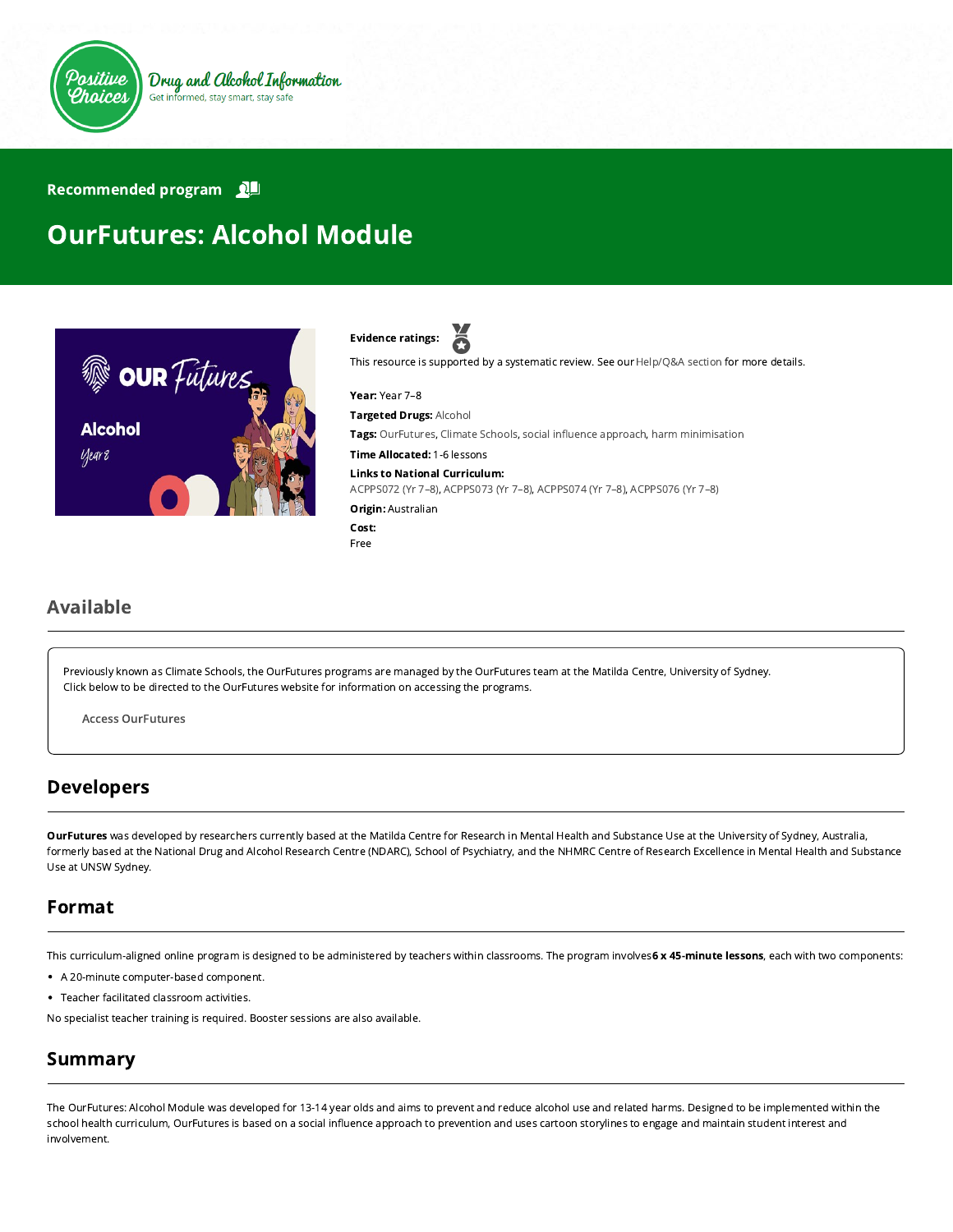Positive Choices

Drug and Alcohol Information

Get informed, stay smart, stay safe

Recommended program

# OurFutures: Alcohol Module

**Evidence ratings:**

This resource is supported by a systematic review. See our Help/Q&A section for more details.

**Year:** Year 7–8

**Targeted Drugs:** Alcohol

**Tags:** OurFutures, Climate Schools, social influence approach, harm minimisation

**Time Allocated:** 1-6 lessons

**Links to National Curriculum:**
ACPPS072 (Yr 7–8), ACPPS073 (Yr 7–8), ACPPS074 (Yr 7–8), ACPPS076 (Yr 7–8)

**Origin:** Australian

**Cost:**
Free

## Available

Previously known as Climate Schools, the OurFutures programs are managed by the OurFutures team at the Matilda Centre, University of Sydney. Click below to be directed to the OurFutures website for information on accessing the programs.

Access OurFutures

## Developers

**OurFutures** was developed by researchers currently based at the Matilda Centre for Research in Mental Health and Substance Use at the University of Sydney, Australia, formerly based at the National Drug and Alcohol Research Centre (NDARC), School of Psychiatry, and the NHMRC Centre of Research Excellence in Mental Health and Substance Use at UNSW Sydney.

## Format

This curriculum-aligned online program is designed to be administered by teachers within classrooms. The program involves **6 x 45-minute lessons**, each with two components:

- A 20-minute computer-based component.
- Teacher facilitated classroom activities.

No specialist teacher training is required. Booster sessions are also available.

## Summary

The OurFutures: Alcohol Module was developed for 13-14 year olds and aims to prevent and reduce alcohol use and related harms. Designed to be implemented within the school health curriculum, OurFutures is based on a social influence approach to prevention and uses cartoon storylines to engage and maintain student interest and involvement.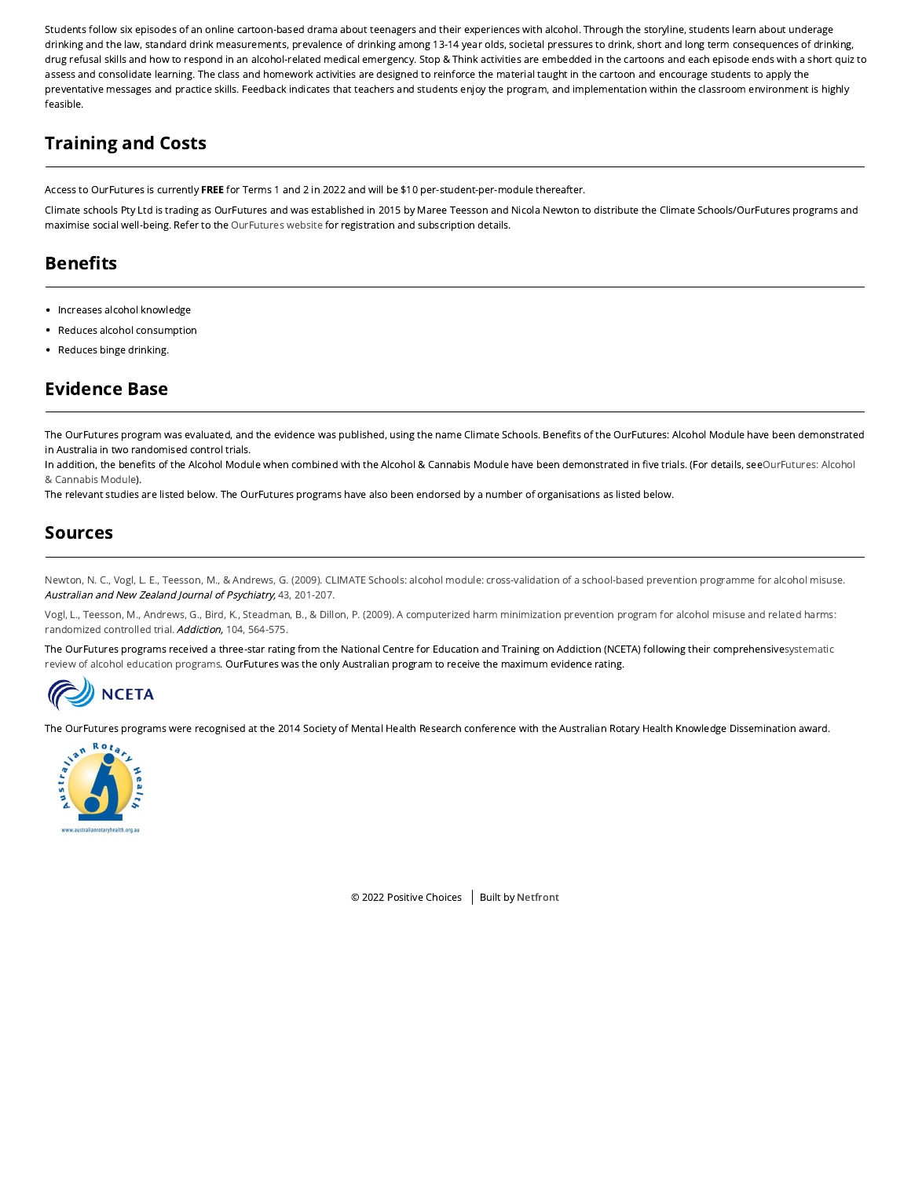Students follow six episodes of an online cartoon-based drama about teenagers and their experiences with alcohol. Through the storyline, students learn about underage drinking and the law, standard drink measurements, prevalence of drinking among 13-14 year olds, societal pressures to drink, short and long term consequences of drinking, drug refusal skills and how to respond in an alcohol-related medical emergency. Stop & Think activities are embedded in the cartoons and each episode ends with a short quiz to assess and consolidate learning. The class and homework activities are designed to reinforce the material taught in the cartoon and encourage students to apply the preventative messages and practice skills. Feedback indicates that teachers and students enjoy the program, and implementation within the classroom environment is highly feasible.

## Training and Costs

Access to OurFutures is currently **FREE** for Terms 1 and 2 in 2022 and will be $10 per-student-per-module thereafter.

Climate schools Pty Ltd is trading as OurFutures and was established in 2015 by Maree Teesson and Nicola Newton to distribute the Climate Schools/OurFutures programs and maximise social well-being. Refer to the OurFutures website for registration and subscription details.

## Benefits

- Increases alcohol knowledge
- Reduces alcohol consumption
- Reduces binge drinking.

## Evidence Base

The OurFutures program was evaluated, and the evidence was published, using the name Climate Schools. Benefits of the OurFutures: Alcohol Module have been demonstrated in Australia in two randomised control trials.
In addition, the benefits of the Alcohol Module when combined with the Alcohol & Cannabis Module have been demonstrated in five trials. (For details, see OurFutures: Alcohol & Cannabis Module).
The relevant studies are listed below. The OurFutures programs have also been endorsed by a number of organisations as listed below.

## Sources

Newton, N. C., Vogl, L. E., Teesson, M., & Andrews, G. (2009). CLIMATE Schools: alcohol module: cross-validation of a school-based prevention programme for alcohol misuse. *Australian and New Zealand Journal of Psychiatry,* 43, 201-207.

Vogl, L., Teesson, M., Andrews, G., Bird, K., Steadman, B., & Dillon, P. (2009). A computerized harm minimization prevention program for alcohol misuse and related harms: randomized controlled trial. *Addiction,* 104, 564-575.

The OurFutures programs received a three-star rating from the National Centre for Education and Training on Addiction (NCETA) following their comprehensive systematic review of alcohol education programs. OurFutures was the only Australian program to receive the maximum evidence rating.

The OurFutures programs were recognised at the 2014 Society of Mental Health Research conference with the Australian Rotary Health Knowledge Dissemination award.

© 2022 Positive Choices | Built by Netfront